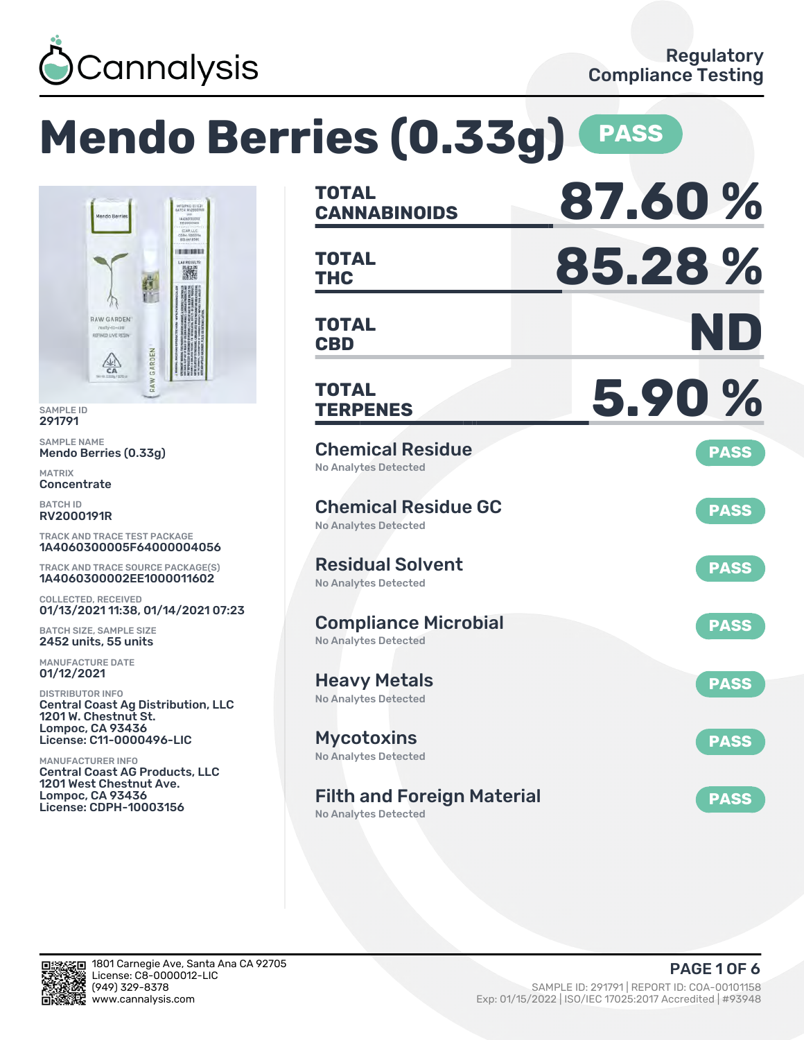Cannalysis

Regulatory Compliance Testing

# Mendo Berries (0.33g) PASS

SAMPLE ID
291791

SAMPLE NAME
Mendo Berries (0.33g)

MATRIX
Concentrate

BATCH ID
RV2000191R

TRACK AND TRACE TEST PACKAGE
1A4060300005F64000004056

TRACK AND TRACE SOURCE PACKAGE(S)
1A4060300002EE1000011602

COLLECTED, RECEIVED
01/13/2021 11:38, 01/14/2021 07:23

BATCH SIZE, SAMPLE SIZE
2452 units, 55 units

MANUFACTURE DATE
01/12/2021

DISTRIBUTOR INFO
Central Coast Ag Distribution, LLC
1201 W. Chestnut St.
Lompoc, CA 93436
License: C11-0000496-LIC

MANUFACTURER INFO
Central Coast AG Products, LLC
1201 West Chestnut Ave.
Lompoc, CA 93436
License: CDPH-10003156

| | |
|---|---|
| TOTAL CANNABINOIDS | 87.60 % |
| TOTAL THC | 85.28 % |
| TOTAL CBD | ND |
| TOTAL TERPENES | 5.90 % |

| Test | Result | Status |
|---|---|---|
| Chemical Residue | No Analytes Detected | PASS |
| Chemical Residue GC | No Analytes Detected | PASS |
| Residual Solvent | No Analytes Detected | PASS |
| Compliance Microbial | No Analytes Detected | PASS |
| Heavy Metals | No Analytes Detected | PASS |
| Mycotoxins | No Analytes Detected | PASS |
| Filth and Foreign Material | No Analytes Detected | PASS |

1801 Carnegie Ave, Santa Ana CA 92705
License: C8-0000012-LIC
(949) 329-8378
www.cannalysis.com

SAMPLE ID: 291791 | REPORT ID: COA-00101158
Exp: 01/15/2022 | ISO/IEC 17025:2017 Accredited | #93948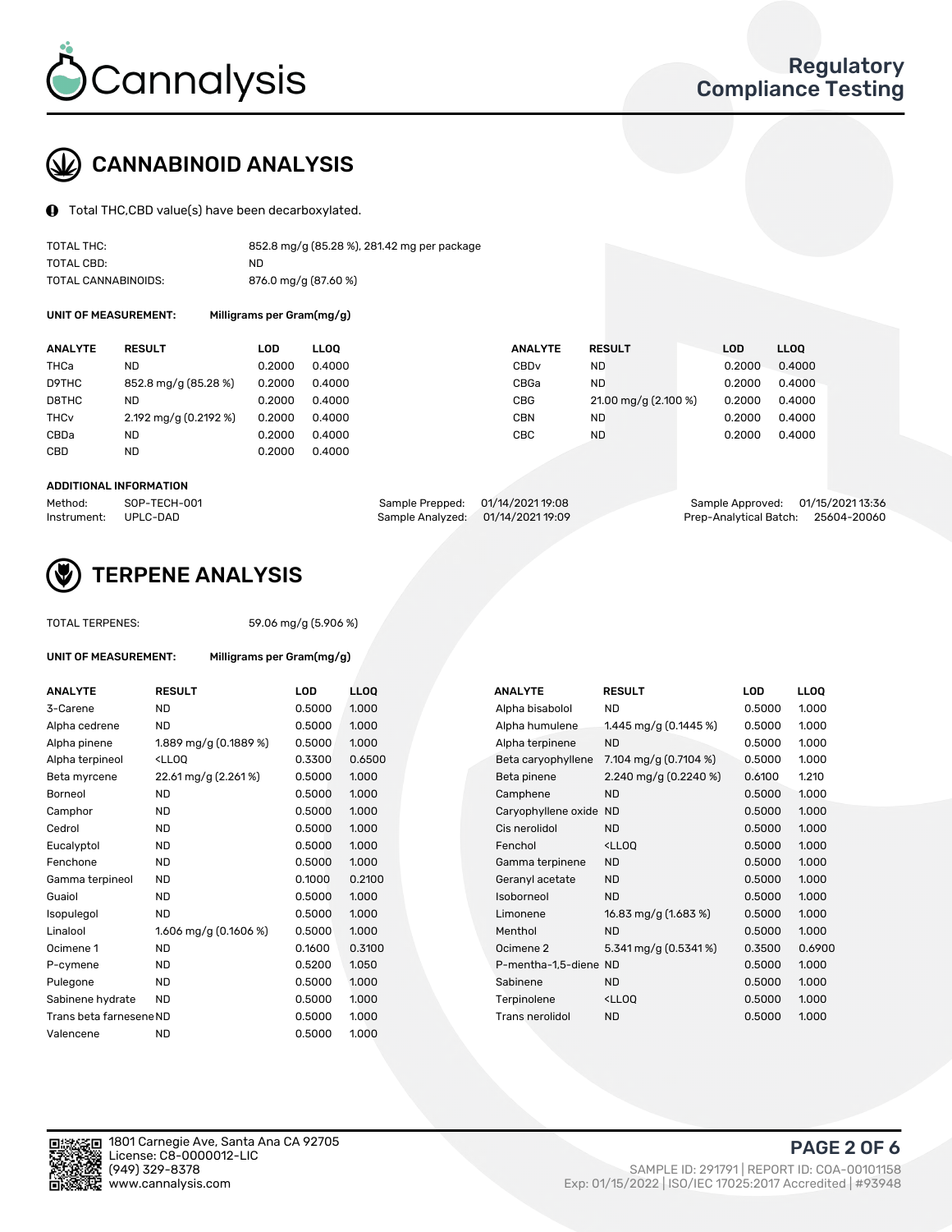# CANNABINOID ANALYSIS

Total THC,CBD value(s) have been decarboxylated.

| | |
|---|---|
| TOTAL THC: | 852.8 mg/g (85.28 %), 281.42 mg per package |
| TOTAL CBD: | ND |
| TOTAL CANNABINOIDS: | 876.0 mg/g (87.60 %) |

**UNIT OF MEASUREMENT:** Milligrams per Gram(mg/g)

| ANALYTE | RESULT | LOD | LLOQ | ANALYTE | RESULT | LOD | LLOQ |
|---|---|---|---|---|---|---|---|
| THCa | ND | 0.2000 | 0.4000 | CBDv | ND | 0.2000 | 0.4000 |
| D9THC | 852.8 mg/g (85.28 %) | 0.2000 | 0.4000 | CBGa | ND | 0.2000 | 0.4000 |
| D8THC | ND | 0.2000 | 0.4000 | CBG | 21.00 mg/g (2.100 %) | 0.2000 | 0.4000 |
| THCv | 2.192 mg/g (0.2192 %) | 0.2000 | 0.4000 | CBN | ND | 0.2000 | 0.4000 |
| CBDa | ND | 0.2000 | 0.4000 | CBC | ND | 0.2000 | 0.4000 |
| CBD | ND | 0.2000 | 0.4000 | | | | |

**ADDITIONAL INFORMATION**

| | | | | | |
|---|---|---|---|---|---|
| Method: | SOP-TECH-001 | Sample Prepped: | 01/14/2021 19:08 | Sample Approved: | 01/15/2021 13:36 |
| Instrument: | UPLC-DAD | Sample Analyzed: | 01/14/2021 19:09 | Prep-Analytical Batch: | 25604-20060 |

# TERPENE ANALYSIS

TOTAL TERPENES: 59.06 mg/g (5.906 %)

**UNIT OF MEASUREMENT:** Milligrams per Gram(mg/g)

| ANALYTE | RESULT | LOD | LLOQ | ANALYTE | RESULT | LOD | LLOQ |
|---|---|---|---|---|---|---|---|
| 3-Carene | ND | 0.5000 | 1.000 | Alpha bisabolol | ND | 0.5000 | 1.000 |
| Alpha cedrene | ND | 0.5000 | 1.000 | Alpha humulene | 1.445 mg/g (0.1445 %) | 0.5000 | 1.000 |
| Alpha pinene | 1.889 mg/g (0.1889 %) | 0.5000 | 1.000 | Alpha terpinene | ND | 0.5000 | 1.000 |
| Alpha terpineol | <LLOQ | 0.3300 | 0.6500 | Beta caryophyllene | 7.104 mg/g (0.7104 %) | 0.5000 | 1.000 |
| Beta myrcene | 22.61 mg/g (2.261 %) | 0.5000 | 1.000 | Beta pinene | 2.240 mg/g (0.2240 %) | 0.6100 | 1.210 |
| Borneol | ND | 0.5000 | 1.000 | Camphene | ND | 0.5000 | 1.000 |
| Camphor | ND | 0.5000 | 1.000 | Caryophyllene oxide | ND | 0.5000 | 1.000 |
| Cedrol | ND | 0.5000 | 1.000 | Cis nerolidol | ND | 0.5000 | 1.000 |
| Eucalyptol | ND | 0.5000 | 1.000 | Fenchol | <LLOQ | 0.5000 | 1.000 |
| Fenchone | ND | 0.5000 | 1.000 | Gamma terpinene | ND | 0.5000 | 1.000 |
| Gamma terpineol | ND | 0.1000 | 0.2100 | Geranyl acetate | ND | 0.5000 | 1.000 |
| Guaiol | ND | 0.5000 | 1.000 | Isoborneol | ND | 0.5000 | 1.000 |
| Isopulegol | ND | 0.5000 | 1.000 | Limonene | 16.83 mg/g (1.683 %) | 0.5000 | 1.000 |
| Linalool | 1.606 mg/g (0.1606 %) | 0.5000 | 1.000 | Menthol | ND | 0.5000 | 1.000 |
| Ocimene 1 | ND | 0.1600 | 0.3100 | Ocimene 2 | 5.341 mg/g (0.5341 %) | 0.3500 | 0.6900 |
| P-cymene | ND | 0.5200 | 1.050 | P-mentha-1,5-diene | ND | 0.5000 | 1.000 |
| Pulegone | ND | 0.5000 | 1.000 | Sabinene | ND | 0.5000 | 1.000 |
| Sabinene hydrate | ND | 0.5000 | 1.000 | Terpinolene | <LLOQ | 0.5000 | 1.000 |
| Trans beta farnesene | ND | 0.5000 | 1.000 | Trans nerolidol | ND | 0.5000 | 1.000 |
| Valencene | ND | 0.5000 | 1.000 | | | | |

1801 Carnegie Ave, Santa Ana CA 92705
License: C8-0000012-LIC
(949) 329-8378
www.cannalysis.com

SAMPLE ID: 291791 | REPORT ID: COA-00101158
Exp: 01/15/2022 | ISO/IEC 17025:2017 Accredited | #93948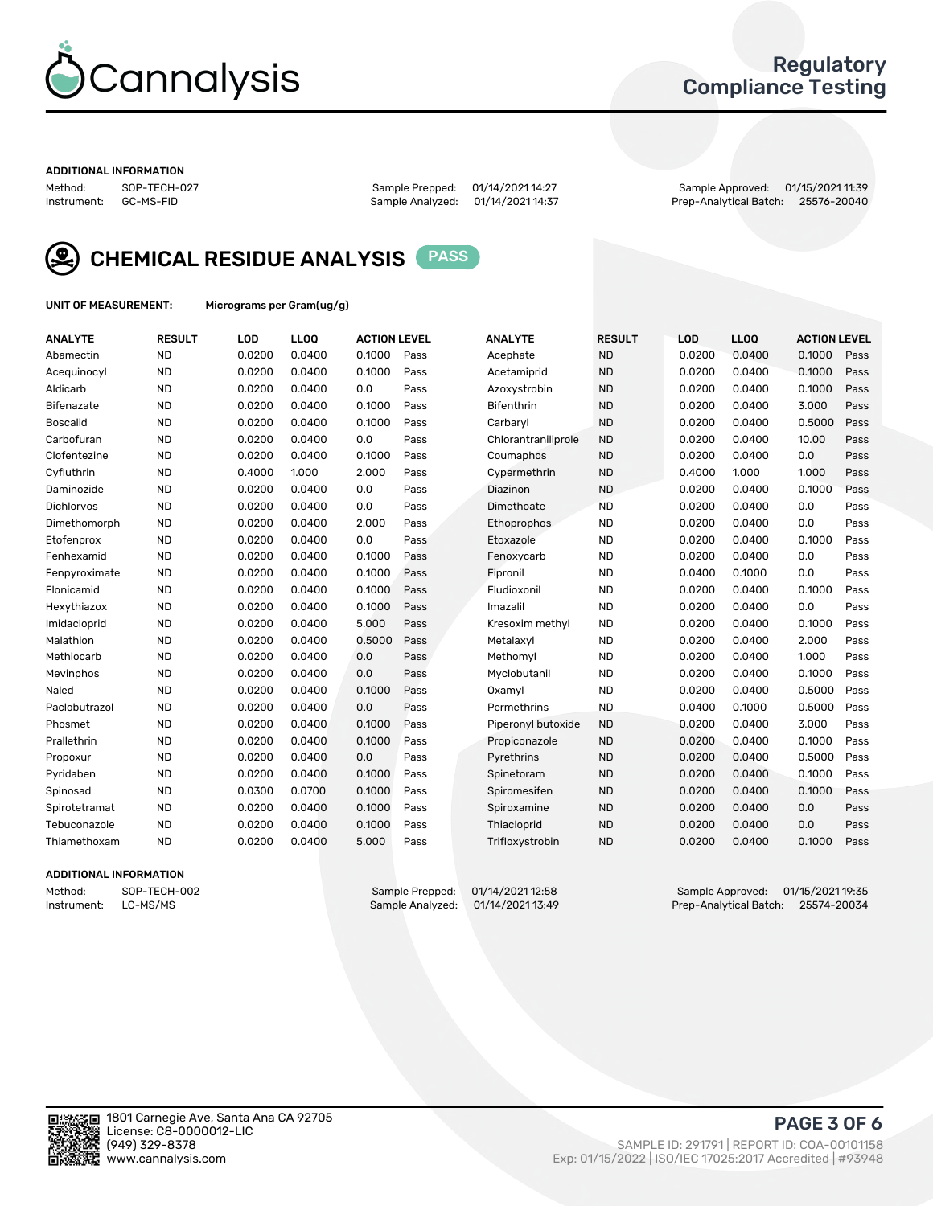# Cannalysis

## Regulatory Compliance Testing

**ADDITIONAL INFORMATION**

Method: SOP-TECH-027 | Instrument: GC-MS-FID

Sample Prepped: 01/14/2021 14:27 | Sample Analyzed: 01/14/2021 14:37

Sample Approved: 01/15/2021 11:39 | Prep-Analytical Batch: 25576-20040

## CHEMICAL RESIDUE ANALYSIS PASS

**UNIT OF MEASUREMENT:** Micrograms per Gram(ug/g)

| ANALYTE | RESULT | LOD | LLOQ | ACTION LEVEL | | ANALYTE | RESULT | LOD | LLOQ | ACTION LEVEL | |
|---|---|---|---|---|---|---|---|---|---|---|---|
| Abamectin | ND | 0.0200 | 0.0400 | 0.1000 | Pass | Acephate | ND | 0.0200 | 0.0400 | 0.1000 | Pass |
| Acequinocyl | ND | 0.0200 | 0.0400 | 0.1000 | Pass | Acetamiprid | ND | 0.0200 | 0.0400 | 0.1000 | Pass |
| Aldicarb | ND | 0.0200 | 0.0400 | 0.0 | Pass | Azoxystrobin | ND | 0.0200 | 0.0400 | 0.1000 | Pass |
| Bifenazate | ND | 0.0200 | 0.0400 | 0.1000 | Pass | Bifenthrin | ND | 0.0200 | 0.0400 | 3.000 | Pass |
| Boscalid | ND | 0.0200 | 0.0400 | 0.1000 | Pass | Carbaryl | ND | 0.0200 | 0.0400 | 0.5000 | Pass |
| Carbofuran | ND | 0.0200 | 0.0400 | 0.0 | Pass | Chlorantraniliprole | ND | 0.0200 | 0.0400 | 10.00 | Pass |
| Clofentezine | ND | 0.0200 | 0.0400 | 0.1000 | Pass | Coumaphos | ND | 0.0200 | 0.0400 | 0.0 | Pass |
| Cyfluthrin | ND | 0.4000 | 1.000 | 2.000 | Pass | Cypermethrin | ND | 0.4000 | 1.000 | 1.000 | Pass |
| Daminozide | ND | 0.0200 | 0.0400 | 0.0 | Pass | Diazinon | ND | 0.0200 | 0.0400 | 0.1000 | Pass |
| Dichlorvos | ND | 0.0200 | 0.0400 | 0.0 | Pass | Dimethoate | ND | 0.0200 | 0.0400 | 0.0 | Pass |
| Dimethomorph | ND | 0.0200 | 0.0400 | 2.000 | Pass | Ethoprophos | ND | 0.0200 | 0.0400 | 0.0 | Pass |
| Etofenprox | ND | 0.0200 | 0.0400 | 0.0 | Pass | Etoxazole | ND | 0.0200 | 0.0400 | 0.1000 | Pass |
| Fenhexamid | ND | 0.0200 | 0.0400 | 0.1000 | Pass | Fenoxycarb | ND | 0.0200 | 0.0400 | 0.0 | Pass |
| Fenpyroximate | ND | 0.0200 | 0.0400 | 0.1000 | Pass | Fipronil | ND | 0.0400 | 0.1000 | 0.0 | Pass |
| Flonicamid | ND | 0.0200 | 0.0400 | 0.1000 | Pass | Fludioxonil | ND | 0.0200 | 0.0400 | 0.1000 | Pass |
| Hexythiazox | ND | 0.0200 | 0.0400 | 0.1000 | Pass | Imazalil | ND | 0.0200 | 0.0400 | 0.0 | Pass |
| Imidacloprid | ND | 0.0200 | 0.0400 | 5.000 | Pass | Kresoxim methyl | ND | 0.0200 | 0.0400 | 0.1000 | Pass |
| Malathion | ND | 0.0200 | 0.0400 | 0.5000 | Pass | Metalaxyl | ND | 0.0200 | 0.0400 | 2.000 | Pass |
| Methiocarb | ND | 0.0200 | 0.0400 | 0.0 | Pass | Methomyl | ND | 0.0200 | 0.0400 | 1.000 | Pass |
| Mevinphos | ND | 0.0200 | 0.0400 | 0.0 | Pass | Myclobutanil | ND | 0.0200 | 0.0400 | 0.1000 | Pass |
| Naled | ND | 0.0200 | 0.0400 | 0.1000 | Pass | Oxamyl | ND | 0.0200 | 0.0400 | 0.5000 | Pass |
| Paclobutrazol | ND | 0.0200 | 0.0400 | 0.0 | Pass | Permethrins | ND | 0.0400 | 0.1000 | 0.5000 | Pass |
| Phosmet | ND | 0.0200 | 0.0400 | 0.1000 | Pass | Piperonyl butoxide | ND | 0.0200 | 0.0400 | 3.000 | Pass |
| Prallethrin | ND | 0.0200 | 0.0400 | 0.1000 | Pass | Propiconazole | ND | 0.0200 | 0.0400 | 0.1000 | Pass |
| Propoxur | ND | 0.0200 | 0.0400 | 0.0 | Pass | Pyrethrins | ND | 0.0200 | 0.0400 | 0.5000 | Pass |
| Pyridaben | ND | 0.0200 | 0.0400 | 0.1000 | Pass | Spinetoram | ND | 0.0200 | 0.0400 | 0.1000 | Pass |
| Spinosad | ND | 0.0300 | 0.0700 | 0.1000 | Pass | Spiromesifen | ND | 0.0200 | 0.0400 | 0.1000 | Pass |
| Spirotetramat | ND | 0.0200 | 0.0400 | 0.1000 | Pass | Spiroxamine | ND | 0.0200 | 0.0400 | 0.0 | Pass |
| Tebuconazole | ND | 0.0200 | 0.0400 | 0.1000 | Pass | Thiacloprid | ND | 0.0200 | 0.0400 | 0.0 | Pass |
| Thiamethoxam | ND | 0.0200 | 0.0400 | 5.000 | Pass | Trifloxystrobin | ND | 0.0200 | 0.0400 | 0.1000 | Pass |

**ADDITIONAL INFORMATION**

Method: SOP-TECH-002 | Instrument: LC-MS/MS

Sample Prepped: 01/14/2021 12:58 | Sample Analyzed: 01/14/2021 13:49

Sample Approved: 01/15/2021 19:35 | Prep-Analytical Batch: 25574-20034

1801 Carnegie Ave, Santa Ana CA 92705
License: C8-0000012-LIC
(949) 329-8378
www.cannalysis.com

SAMPLE ID: 291791 | REPORT ID: COA-00101158
Exp: 01/15/2022 | ISO/IEC 17025:2017 Accredited | #93948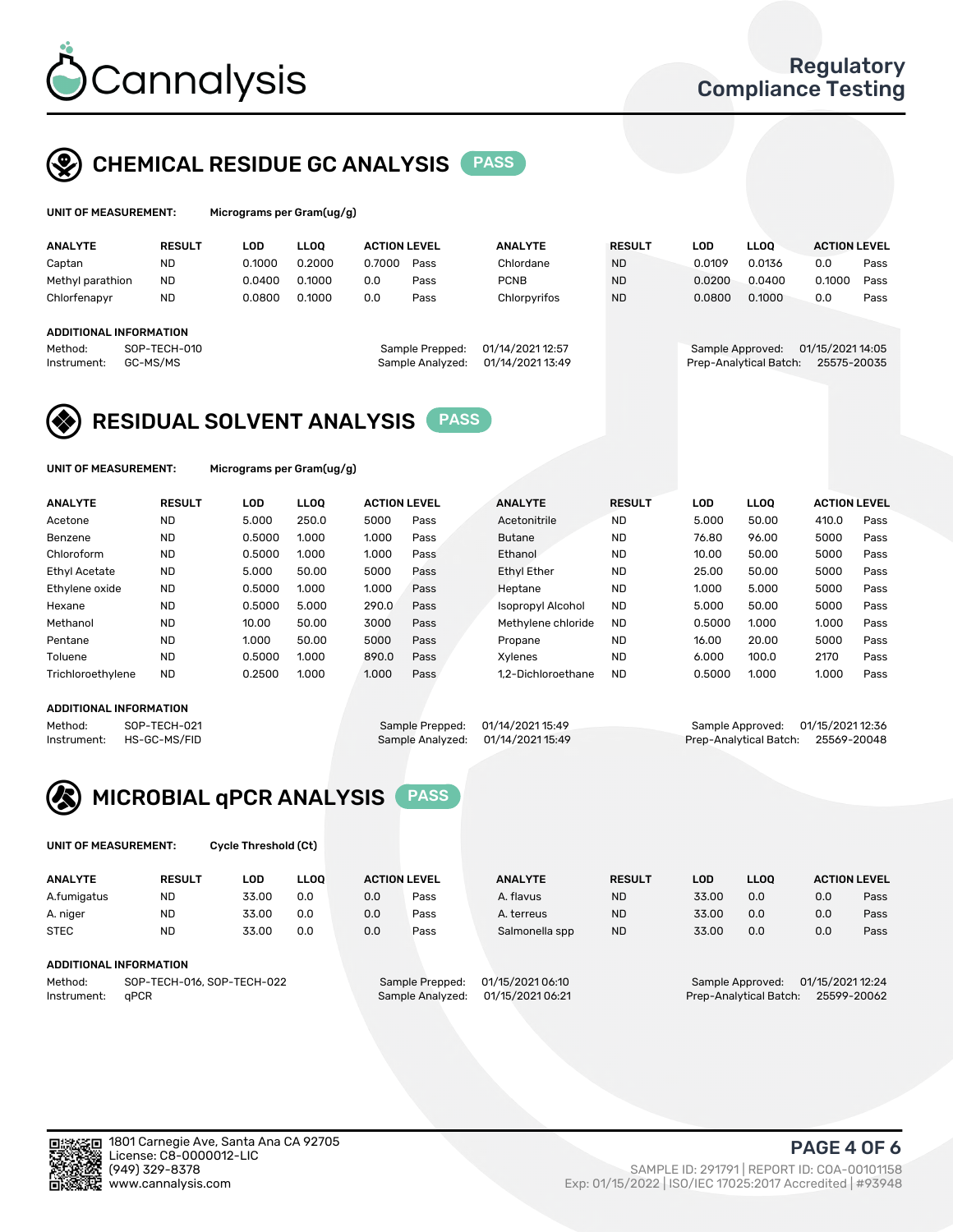# Cannalysis

Regulatory Compliance Testing

## CHEMICAL RESIDUE GC ANALYSIS PASS

**UNIT OF MEASUREMENT:** Micrograms per Gram(ug/g)

| ANALYTE | RESULT | LOD | LLOQ | ACTION LEVEL | | ANALYTE | RESULT | LOD | LLOQ | ACTION LEVEL | |
|---|---|---|---|---|---|---|---|---|---|---|---|
| Captan | ND | 0.1000 | 0.2000 | 0.7000 | Pass | Chlordane | ND | 0.0109 | 0.0136 | 0.0 | Pass |
| Methyl parathion | ND | 0.0400 | 0.1000 | 0.0 | Pass | PCNB | ND | 0.0200 | 0.0400 | 0.1000 | Pass |
| Chlorfenapyr | ND | 0.0800 | 0.1000 | 0.0 | Pass | Chlorpyrifos | ND | 0.0800 | 0.1000 | 0.0 | Pass |

**ADDITIONAL INFORMATION**

Method: SOP-TECH-010
Instrument: GC-MS/MS
Sample Prepped: 01/14/2021 12:57
Sample Analyzed: 01/14/2021 13:49
Sample Approved: 01/15/2021 14:05
Prep-Analytical Batch: 25575-20035

## RESIDUAL SOLVENT ANALYSIS PASS

**UNIT OF MEASUREMENT:** Micrograms per Gram(ug/g)

| ANALYTE | RESULT | LOD | LLOQ | ACTION LEVEL | | ANALYTE | RESULT | LOD | LLOQ | ACTION LEVEL | |
|---|---|---|---|---|---|---|---|---|---|---|---|
| Acetone | ND | 5.000 | 250.0 | 5000 | Pass | Acetonitrile | ND | 5.000 | 50.00 | 410.0 | Pass |
| Benzene | ND | 0.5000 | 1.000 | 1.000 | Pass | Butane | ND | 76.80 | 96.00 | 5000 | Pass |
| Chloroform | ND | 0.5000 | 1.000 | 1.000 | Pass | Ethanol | ND | 10.00 | 50.00 | 5000 | Pass |
| Ethyl Acetate | ND | 5.000 | 50.00 | 5000 | Pass | Ethyl Ether | ND | 25.00 | 50.00 | 5000 | Pass |
| Ethylene oxide | ND | 0.5000 | 1.000 | 1.000 | Pass | Heptane | ND | 1.000 | 5.000 | 5000 | Pass |
| Hexane | ND | 0.5000 | 5.000 | 290.0 | Pass | Isopropyl Alcohol | ND | 5.000 | 50.00 | 5000 | Pass |
| Methanol | ND | 10.00 | 50.00 | 3000 | Pass | Methylene chloride | ND | 0.5000 | 1.000 | 1.000 | Pass |
| Pentane | ND | 1.000 | 50.00 | 5000 | Pass | Propane | ND | 16.00 | 20.00 | 5000 | Pass |
| Toluene | ND | 0.5000 | 1.000 | 890.0 | Pass | Xylenes | ND | 6.000 | 100.0 | 2170 | Pass |
| Trichloroethylene | ND | 0.2500 | 1.000 | 1.000 | Pass | 1,2-Dichloroethane | ND | 0.5000 | 1.000 | 1.000 | Pass |

**ADDITIONAL INFORMATION**

Method: SOP-TECH-021
Instrument: HS-GC-MS/FID
Sample Prepped: 01/14/2021 15:49
Sample Analyzed: 01/14/2021 15:49
Sample Approved: 01/15/2021 12:36
Prep-Analytical Batch: 25569-20048

## MICROBIAL qPCR ANALYSIS PASS

**UNIT OF MEASUREMENT:** Cycle Threshold (Ct)

| ANALYTE | RESULT | LOD | LLOQ | ACTION LEVEL | | ANALYTE | RESULT | LOD | LLOQ | ACTION LEVEL | |
|---|---|---|---|---|---|---|---|---|---|---|---|
| A.fumigatus | ND | 33.00 | 0.0 | 0.0 | Pass | A. flavus | ND | 33.00 | 0.0 | 0.0 | Pass |
| A. niger | ND | 33.00 | 0.0 | 0.0 | Pass | A. terreus | ND | 33.00 | 0.0 | 0.0 | Pass |
| STEC | ND | 33.00 | 0.0 | 0.0 | Pass | Salmonella spp | ND | 33.00 | 0.0 | 0.0 | Pass |

**ADDITIONAL INFORMATION**

Method: SOP-TECH-016, SOP-TECH-022
Instrument: qPCR
Sample Prepped: 01/15/2021 06:10
Sample Analyzed: 01/15/2021 06:21
Sample Approved: 01/15/2021 12:24
Prep-Analytical Batch: 25599-20062

1801 Carnegie Ave, Santa Ana CA 92705
License: C8-0000012-LIC
(949) 329-8378
www.cannalysis.com

SAMPLE ID: 291791 | REPORT ID: COA-00101158
Exp: 01/15/2022 | ISO/IEC 17025:2017 Accredited | #93948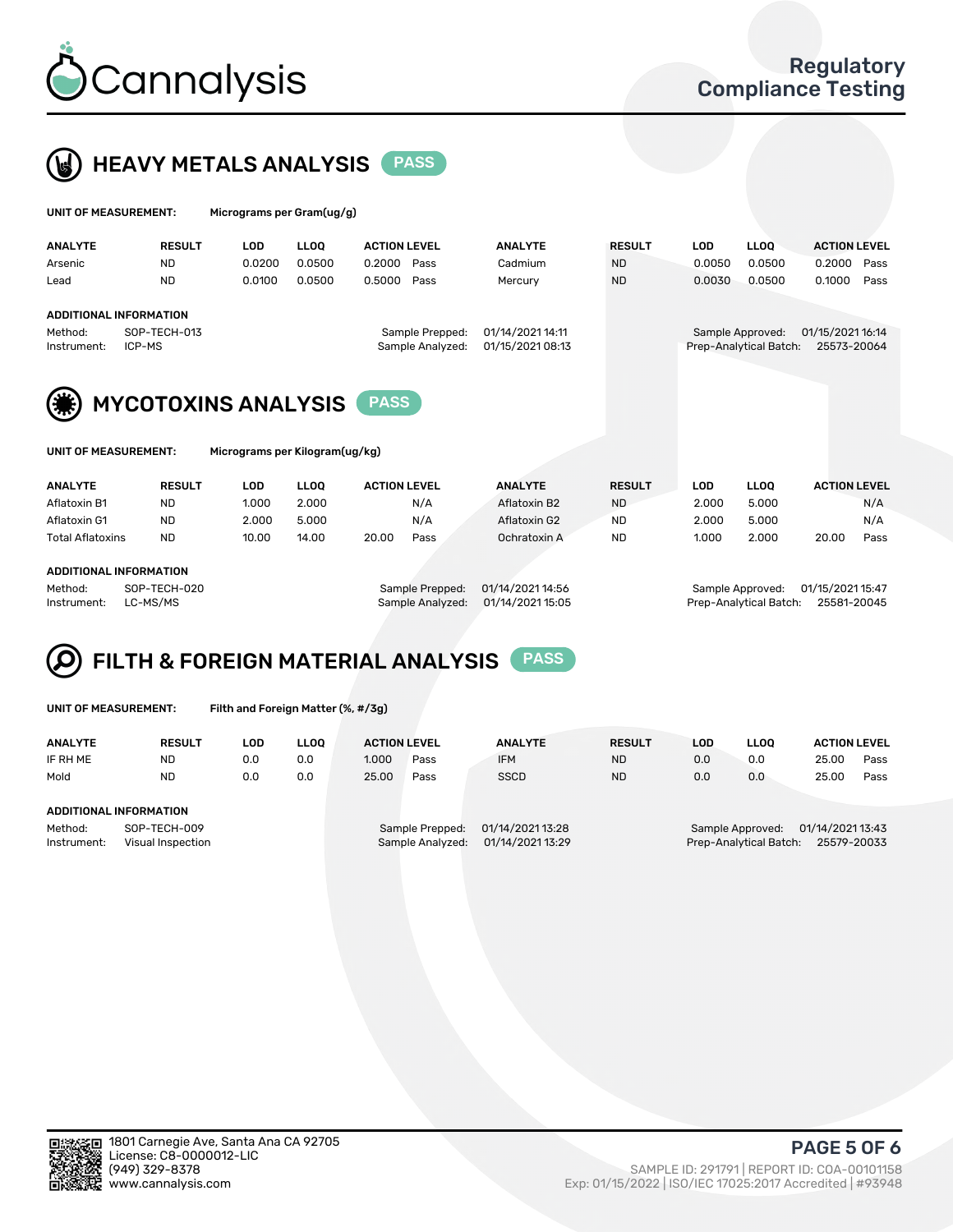## HEAVY METALS ANALYSIS PASS

**UNIT OF MEASUREMENT:** Micrograms per Gram(ug/g)

| ANALYTE | RESULT | LOD | LLOQ | ACTION LEVEL | | ANALYTE | RESULT | LOD | LLOQ | ACTION LEVEL | |
|---|---|---|---|---|---|---|---|---|---|---|---|
| Arsenic | ND | 0.0200 | 0.0500 | 0.2000 | Pass | Cadmium | ND | 0.0050 | 0.0500 | 0.2000 | Pass |
| Lead | ND | 0.0100 | 0.0500 | 0.5000 | Pass | Mercury | ND | 0.0030 | 0.0500 | 0.1000 | Pass |

**ADDITIONAL INFORMATION**

Method: SOP-TECH-013
Instrument: ICP-MS
Sample Prepped: 01/14/2021 14:11
Sample Analyzed: 01/15/2021 08:13
Sample Approved: 01/15/2021 16:14
Prep-Analytical Batch: 25573-20064

## MYCOTOXINS ANALYSIS PASS

**UNIT OF MEASUREMENT:** Micrograms per Kilogram(ug/kg)

| ANALYTE | RESULT | LOD | LLOQ | ACTION LEVEL | | ANALYTE | RESULT | LOD | LLOQ | ACTION LEVEL | |
|---|---|---|---|---|---|---|---|---|---|---|---|
| Aflatoxin B1 | ND | 1.000 | 2.000 | | N/A | Aflatoxin B2 | ND | 2.000 | 5.000 | | N/A |
| Aflatoxin G1 | ND | 2.000 | 5.000 | | N/A | Aflatoxin G2 | ND | 2.000 | 5.000 | | N/A |
| Total Aflatoxins | ND | 10.00 | 14.00 | 20.00 | Pass | Ochratoxin A | ND | 1.000 | 2.000 | 20.00 | Pass |

**ADDITIONAL INFORMATION**

Method: SOP-TECH-020
Instrument: LC-MS/MS
Sample Prepped: 01/14/2021 14:56
Sample Analyzed: 01/14/2021 15:05
Sample Approved: 01/15/2021 15:47
Prep-Analytical Batch: 25581-20045

## FILTH & FOREIGN MATERIAL ANALYSIS PASS

**UNIT OF MEASUREMENT:** Filth and Foreign Matter (%, #/3g)

| ANALYTE | RESULT | LOD | LLOQ | ACTION LEVEL | | ANALYTE | RESULT | LOD | LLOQ | ACTION LEVEL | |
|---|---|---|---|---|---|---|---|---|---|---|---|
| IF RH ME | ND | 0.0 | 0.0 | 1.000 | Pass | IFM | ND | 0.0 | 0.0 | 25.00 | Pass |
| Mold | ND | 0.0 | 0.0 | 25.00 | Pass | SSCD | ND | 0.0 | 0.0 | 25.00 | Pass |

**ADDITIONAL INFORMATION**

Method: SOP-TECH-009
Instrument: Visual Inspection
Sample Prepped: 01/14/2021 13:28
Sample Analyzed: 01/14/2021 13:29
Sample Approved: 01/14/2021 13:43
Prep-Analytical Batch: 25579-20033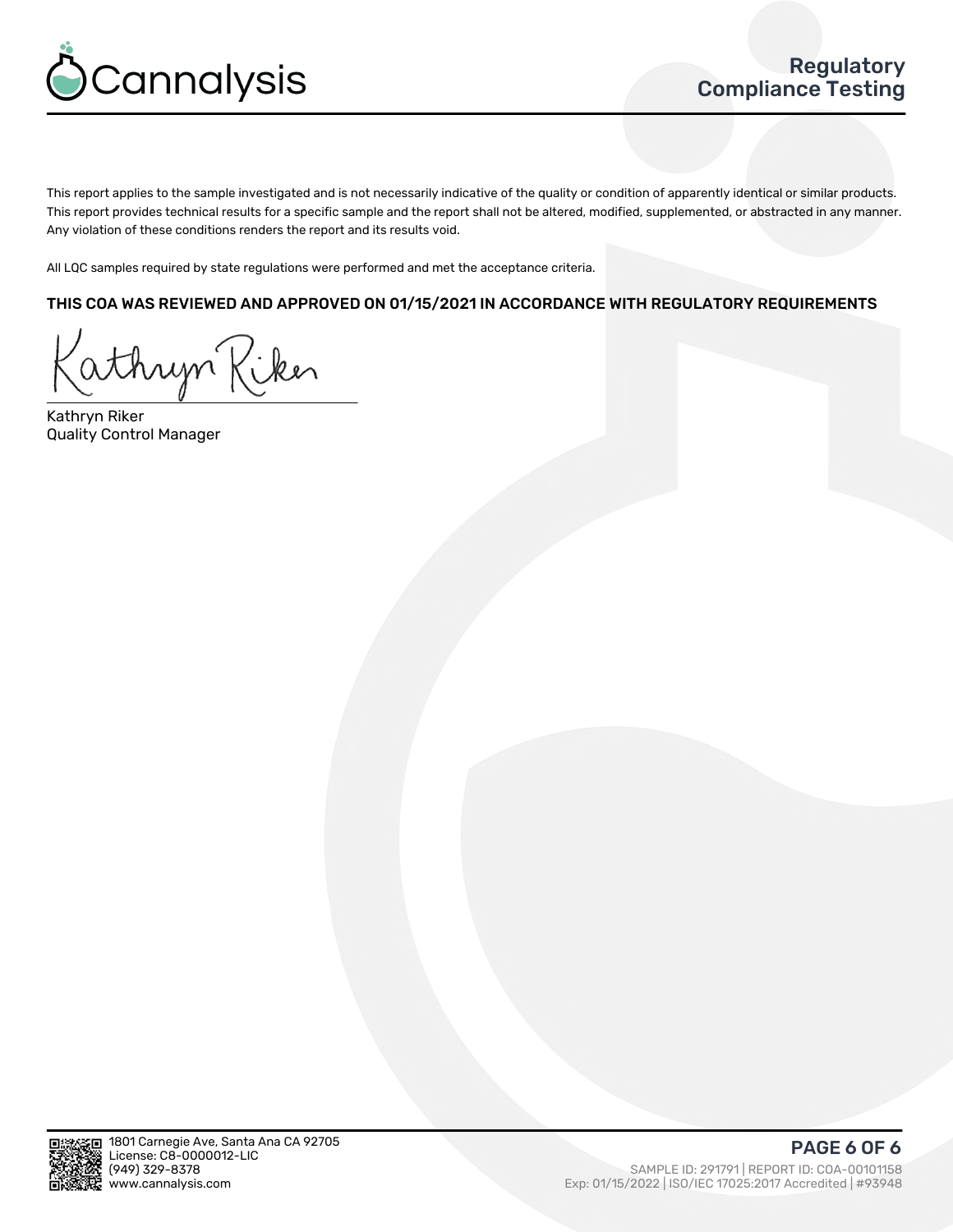This report applies to the sample investigated and is not necessarily indicative of the quality or condition of apparently identical or similar products. This report provides technical results for a specific sample and the report shall not be altered, modified, supplemented, or abstracted in any manner. Any violation of these conditions renders the report and its results void.

All LQC samples required by state regulations were performed and met the acceptance criteria.

**THIS COA WAS REVIEWED AND APPROVED ON 01/15/2021 IN ACCORDANCE WITH REGULATORY REQUIREMENTS**

Kathryn Riker
Quality Control Manager

1801 Carnegie Ave, Santa Ana CA 92705
License: C8-0000012-LIC
(949) 329-8378
www.cannalysis.com

SAMPLE ID: 291791 | REPORT ID: COA-00101158
Exp: 01/15/2022 | ISO/IEC 17025:2017 Accredited | #93948